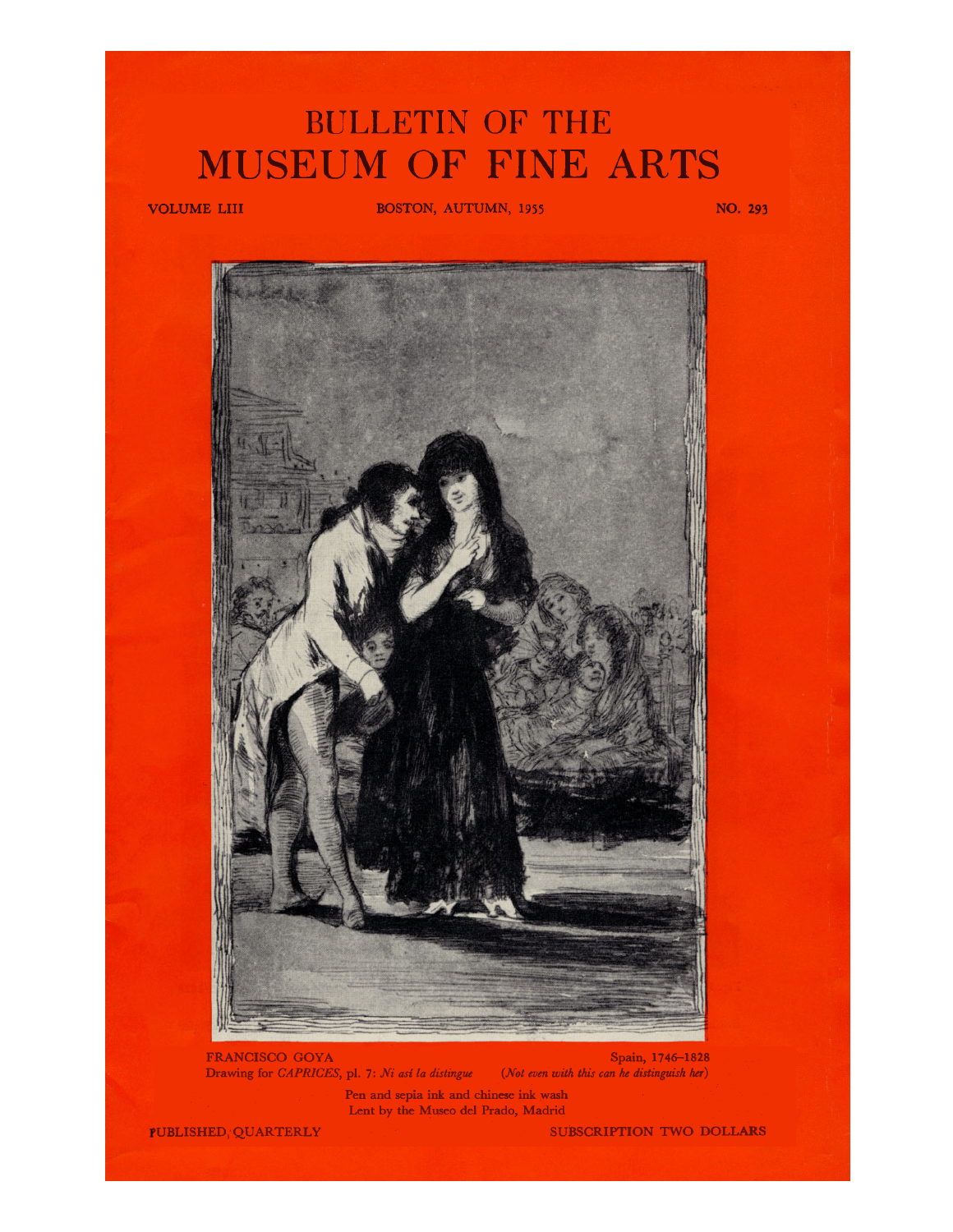# BULLETIN OF THE MUSEUM OF FINE ARTS

VOLUME LIII BOSTON, AUTUMN, 1955 NO. 293

FRANCISCO GOYA Spain, 1746–1828
Drawing for *CAPRICES*, pl. 7: *Ni así la distingue* (*Not even with this can he distinguish her*)

Pen and sepia ink and chinese ink wash
Lent by the Museo del Prado, Madrid

PUBLISHED QUARTERLY SUBSCRIPTION TWO DOLLARS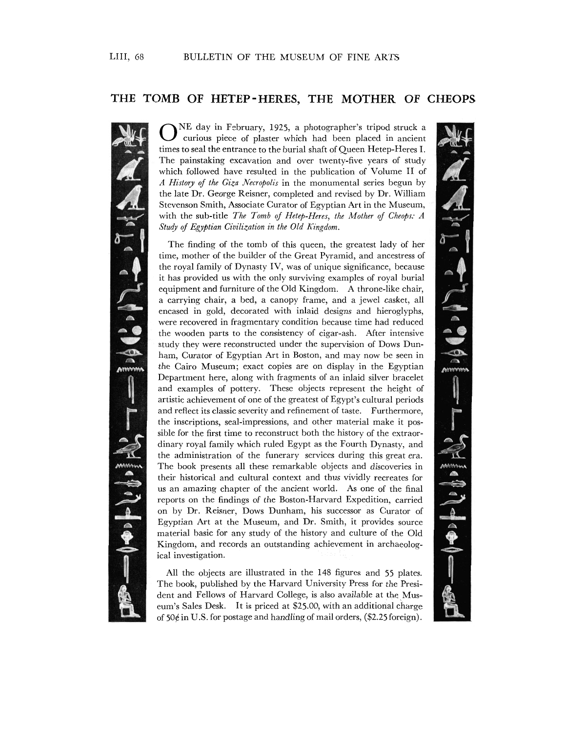# THE TOMB OF HETEP-HERES, THE MOTHER OF CHEOPS

ONE day in February, 1925, a photographer's tripod struck a curious piece of plaster which had been placed in ancient times to seal the entrance to the burial shaft of Queen Hetep-Heres I. The painstaking excavation and over twenty-five years of study which followed have resulted in the publication of Volume II of *A History of the Giza Necropolis* in the monumental series begun by the late Dr. George Reisner, completed and revised by Dr. William Stevenson Smith, Associate Curator of Egyptian Art in the Museum, with the sub-title *The Tomb of Hetep-Heres, the Mother of Cheops: A Study of Egyptian Civilization in the Old Kingdom.*

The finding of the tomb of this queen, the greatest lady of her time, mother of the builder of the Great Pyramid, and ancestress of the royal family of Dynasty IV, was of unique significance, because it has provided us with the only surviving examples of royal burial equipment and furniture of the Old Kingdom. A throne-like chair, a carrying chair, a bed, a canopy frame, and a jewel casket, all encased in gold, decorated with inlaid designs and hieroglyphs, were recovered in fragmentary condition because time had reduced the wooden parts to the consistency of cigar-ash. After intensive study they were reconstructed under the supervision of Dows Dunham, Curator of Egyptian Art in Boston, and may now be seen in the Cairo Museum; exact copies are on display in the Egyptian Department here, along with fragments of an inlaid silver bracelet and examples of pottery. These objects represent the height of artistic achievement of one of the greatest of Egypt's cultural periods and reflect its classic severity and refinement of taste. Furthermore, the inscriptions, seal-impressions, and other material make it possible for the first time to reconstruct both the history of the extraordinary royal family which ruled Egypt as the Fourth Dynasty, and the administration of the funerary services during this great era. The book presents all these remarkable objects and discoveries in their historical and cultural context and thus vividly recreates for us an amazing chapter of the ancient world. As one of the final reports on the findings of the Boston-Harvard Expedition, carried on by Dr. Reisner, Dows Dunham, his successor as Curator of Egyptian Art at the Museum, and Dr. Smith, it provides source material basic for any study of the history and culture of the Old Kingdom, and records an outstanding achievement in archaeological investigation.

All the objects are illustrated in the 148 figures and 55 plates. The book, published by the Harvard University Press for the President and Fellows of Harvard College, is also available at the Museum's Sales Desk. It is priced at $25.00, with an additional charge of 50¢ in U.S. for postage and handling of mail orders, ($2.25 foreign).